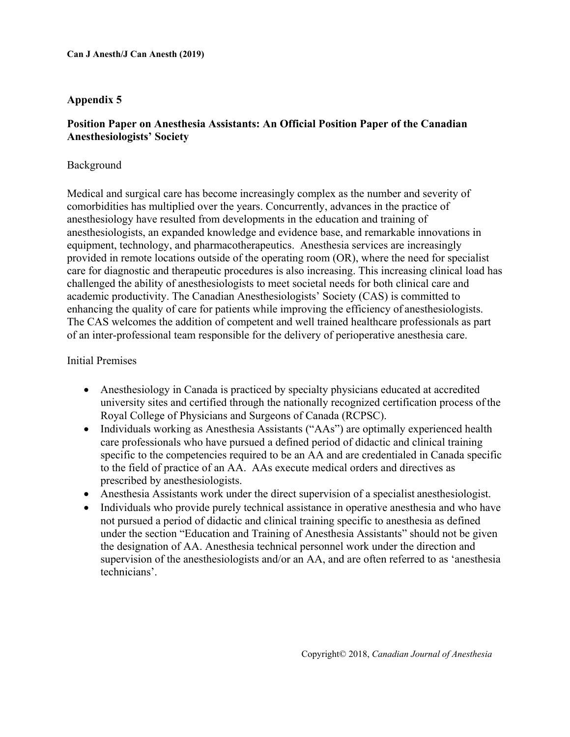## Appendix 5

## Position Paper on Anesthesia Assistants: An Official Position Paper of the Canadian Anesthesiologists' Society

### Background

Medical and surgical care has become increasingly complex as the number and severity of comorbidities has multiplied over the years. Concurrently, advances in the practice of anesthesiology have resulted from developments in the education and training of anesthesiologists, an expanded knowledge and evidence base, and remarkable innovations in equipment, technology, and pharmacotherapeutics. Anesthesia services are increasingly provided in remote locations outside of the operating room (OR), where the need for specialist care for diagnostic and therapeutic procedures is also increasing. This increasing clinical load has challenged the ability of anesthesiologists to meet societal needs for both clinical care and academic productivity. The Canadian Anesthesiologists' Society (CAS) is committed to enhancing the quality of care for patients while improving the efficiency of anesthesiologists. The CAS welcomes the addition of competent and well trained healthcare professionals as part of an inter-professional team responsible for the delivery of perioperative anesthesia care.

### Initial Premises

- Anesthesiology in Canada is practiced by specialty physicians educated at accredited university sites and certified through the nationally recognized certification process of the Royal College of Physicians and Surgeons of Canada (RCPSC).
- Individuals working as Anesthesia Assistants ("AAs") are optimally experienced health care professionals who have pursued a defined period of didactic and clinical training specific to the competencies required to be an AA and are credentialed in Canada specific to the field of practice of an AA. AAs execute medical orders and directives as prescribed by anesthesiologists.
- Anesthesia Assistants work under the direct supervision of a specialist anesthesiologist.
- Individuals who provide purely technical assistance in operative anesthesia and who have not pursued a period of didactic and clinical training specific to anesthesia as defined under the section "Education and Training of Anesthesia Assistants" should not be given the designation of AA. Anesthesia technical personnel work under the direction and supervision of the anesthesiologists and/or an AA, and are often referred to as 'anesthesia technicians'.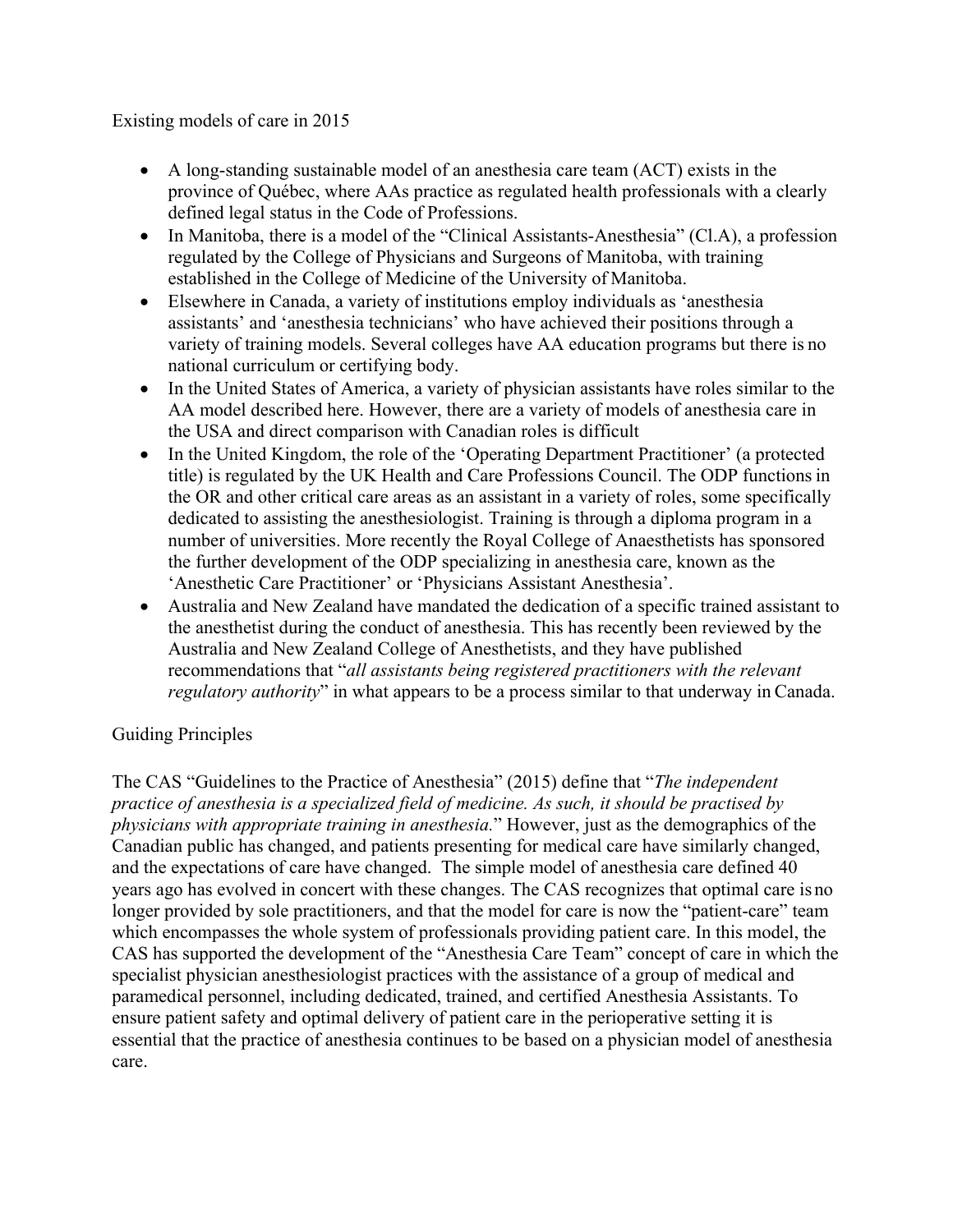## Existing models of care in 2015

- A long-standing sustainable model of an anesthesia care team (ACT) exists in the province of Québec, where AAs practice as regulated health professionals with a clearly defined legal status in the Code of Professions.
- In Manitoba, there is a model of the "Clinical Assistants-Anesthesia" (Cl.A), a profession regulated by the College of Physicians and Surgeons of Manitoba, with training established in the College of Medicine of the University of Manitoba.
- Elsewhere in Canada, a variety of institutions employ individuals as 'anesthesia assistants' and 'anesthesia technicians' who have achieved their positions through a variety of training models. Several colleges have AA education programs but there is no national curriculum or certifying body.
- In the United States of America, a variety of physician assistants have roles similar to the AA model described here. However, there are a variety of models of anesthesia care in the USA and direct comparison with Canadian roles is difficult
- In the United Kingdom, the role of the 'Operating Department Practitioner' (a protected title) is regulated by the UK Health and Care Professions Council. The ODP functions in the OR and other critical care areas as an assistant in a variety of roles, some specifically dedicated to assisting the anesthesiologist. Training is through a diploma program in a number of universities. More recently the Royal College of Anaesthetists has sponsored the further development of the ODP specializing in anesthesia care, known as the 'Anesthetic Care Practitioner' or 'Physicians Assistant Anesthesia'.
- Australia and New Zealand have mandated the dedication of a specific trained assistant to the anesthetist during the conduct of anesthesia. This has recently been reviewed by the Australia and New Zealand College of Anesthetists, and they have published recommendations that "*all assistants being registered practitioners with the relevant regulatory authority*" in what appears to be a process similar to that underway in Canada.

## Guiding Principles

The CAS "Guidelines to the Practice of Anesthesia" (2015) define that "*The independent practice of anesthesia is a specialized field of medicine. As such, it should be practised by physicians with appropriate training in anesthesia.*" However, just as the demographics of the Canadian public has changed, and patients presenting for medical care have similarly changed, and the expectations of care have changed. The simple model of anesthesia care defined 40 years ago has evolved in concert with these changes. The CAS recognizes that optimal care is no longer provided by sole practitioners, and that the model for care is now the "patient-care" team which encompasses the whole system of professionals providing patient care. In this model, the CAS has supported the development of the "Anesthesia Care Team" concept of care in which the specialist physician anesthesiologist practices with the assistance of a group of medical and paramedical personnel, including dedicated, trained, and certified Anesthesia Assistants. To ensure patient safety and optimal delivery of patient care in the perioperative setting it is essential that the practice of anesthesia continues to be based on a physician model of anesthesia care.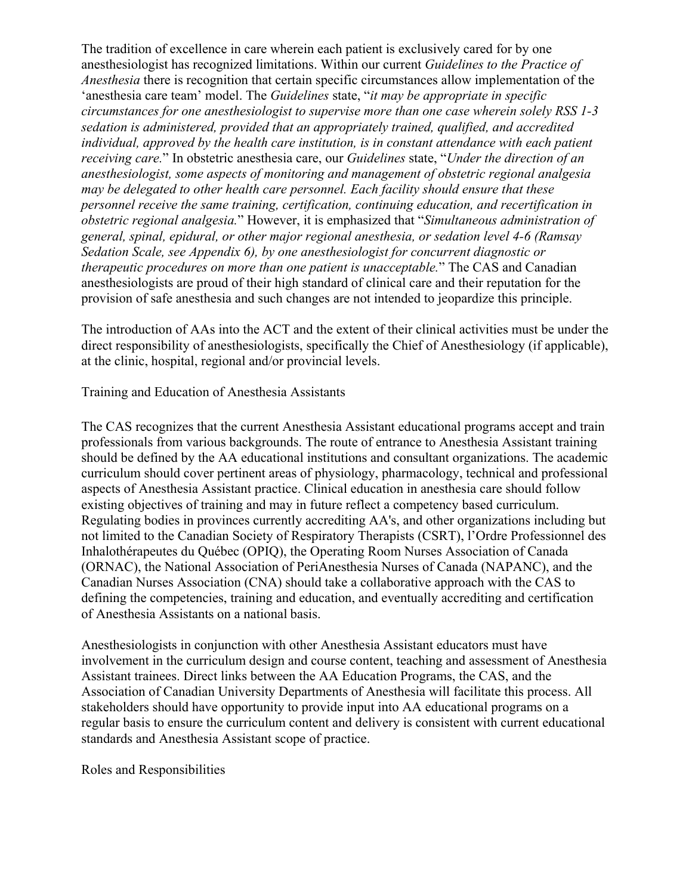The tradition of excellence in care wherein each patient is exclusively cared for by one anesthesiologist has recognized limitations. Within our current *Guidelines to the Practice of Anesthesia* there is recognition that certain specific circumstances allow implementation of the 'anesthesia care team' model. The *Guidelines* state, "*it may be appropriate in specific circumstances for one anesthesiologist to supervise more than one case wherein solely RSS 1-3 sedation is administered, provided that an appropriately trained, qualified, and accredited individual, approved by the health care institution, is in constant attendance with each patient receiving care.*" In obstetric anesthesia care, our *Guidelines* state, "*Under the direction of an anesthesiologist, some aspects of monitoring and management of obstetric regional analgesia may be delegated to other health care personnel. Each facility should ensure that these personnel receive the same training, certification, continuing education, and recertification in obstetric regional analgesia.*" However, it is emphasized that "*Simultaneous administration of general, spinal, epidural, or other major regional anesthesia, or sedation level 4-6 (Ramsay Sedation Scale, see Appendix 6), by one anesthesiologist for concurrent diagnostic or therapeutic procedures on more than one patient is unacceptable.*" The CAS and Canadian anesthesiologists are proud of their high standard of clinical care and their reputation for the provision of safe anesthesia and such changes are not intended to jeopardize this principle.

The introduction of AAs into the ACT and the extent of their clinical activities must be under the direct responsibility of anesthesiologists, specifically the Chief of Anesthesiology (if applicable), at the clinic, hospital, regional and/or provincial levels.

## Training and Education of Anesthesia Assistants

The CAS recognizes that the current Anesthesia Assistant educational programs accept and train professionals from various backgrounds. The route of entrance to Anesthesia Assistant training should be defined by the AA educational institutions and consultant organizations. The academic curriculum should cover pertinent areas of physiology, pharmacology, technical and professional aspects of Anesthesia Assistant practice. Clinical education in anesthesia care should follow existing objectives of training and may in future reflect a competency based curriculum. Regulating bodies in provinces currently accrediting AA's, and other organizations including but not limited to the Canadian Society of Respiratory Therapists (CSRT), l'Ordre Professionnel des Inhalothérapeutes du Québec (OPIQ), the Operating Room Nurses Association of Canada (ORNAC), the National Association of PeriAnesthesia Nurses of Canada (NAPANC), and the Canadian Nurses Association (CNA) should take a collaborative approach with the CAS to defining the competencies, training and education, and eventually accrediting and certification of Anesthesia Assistants on a national basis.

Anesthesiologists in conjunction with other Anesthesia Assistant educators must have involvement in the curriculum design and course content, teaching and assessment of Anesthesia Assistant trainees. Direct links between the AA Education Programs, the CAS, and the Association of Canadian University Departments of Anesthesia will facilitate this process. All stakeholders should have opportunity to provide input into AA educational programs on a regular basis to ensure the curriculum content and delivery is consistent with current educational standards and Anesthesia Assistant scope of practice.

## Roles and Responsibilities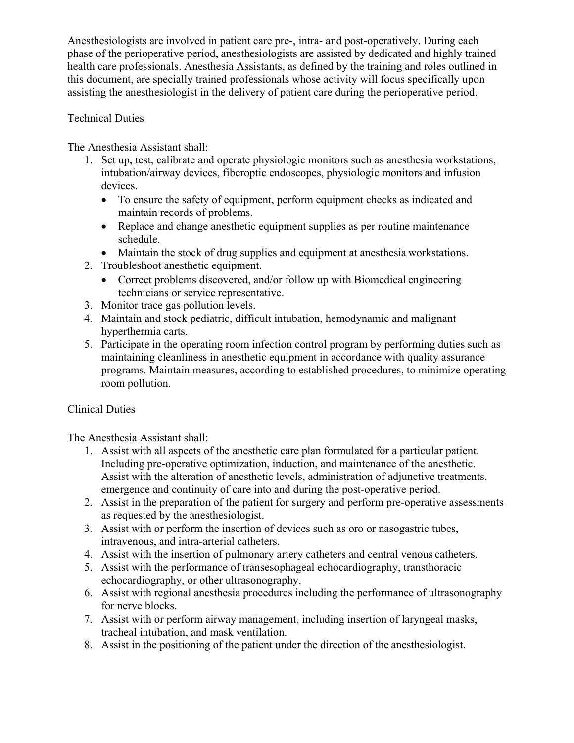Anesthesiologists are involved in patient care pre-, intra- and post-operatively. During each phase of the perioperative period, anesthesiologists are assisted by dedicated and highly trained health care professionals. Anesthesia Assistants, as defined by the training and roles outlined in this document, are specially trained professionals whose activity will focus specifically upon assisting the anesthesiologist in the delivery of patient care during the perioperative period.

## Technical Duties

The Anesthesia Assistant shall:

1. Set up, test, calibrate and operate physiologic monitors such as anesthesia workstations, intubation/airway devices, fiberoptic endoscopes, physiologic monitors and infusion devices.
   - To ensure the safety of equipment, perform equipment checks as indicated and maintain records of problems.
   - Replace and change anesthetic equipment supplies as per routine maintenance schedule.
   - Maintain the stock of drug supplies and equipment at anesthesia workstations.
2. Troubleshoot anesthetic equipment.
   - Correct problems discovered, and/or follow up with Biomedical engineering technicians or service representative.
3. Monitor trace gas pollution levels.
4. Maintain and stock pediatric, difficult intubation, hemodynamic and malignant hyperthermia carts.
5. Participate in the operating room infection control program by performing duties such as maintaining cleanliness in anesthetic equipment in accordance with quality assurance programs. Maintain measures, according to established procedures, to minimize operating room pollution.

## Clinical Duties

The Anesthesia Assistant shall:

1. Assist with all aspects of the anesthetic care plan formulated for a particular patient. Including pre-operative optimization, induction, and maintenance of the anesthetic. Assist with the alteration of anesthetic levels, administration of adjunctive treatments, emergence and continuity of care into and during the post-operative period.
2. Assist in the preparation of the patient for surgery and perform pre-operative assessments as requested by the anesthesiologist.
3. Assist with or perform the insertion of devices such as oro or nasogastric tubes, intravenous, and intra-arterial catheters.
4. Assist with the insertion of pulmonary artery catheters and central venous catheters.
5. Assist with the performance of transesophageal echocardiography, transthoracic echocardiography, or other ultrasonography.
6. Assist with regional anesthesia procedures including the performance of ultrasonography for nerve blocks.
7. Assist with or perform airway management, including insertion of laryngeal masks, tracheal intubation, and mask ventilation.
8. Assist in the positioning of the patient under the direction of the anesthesiologist.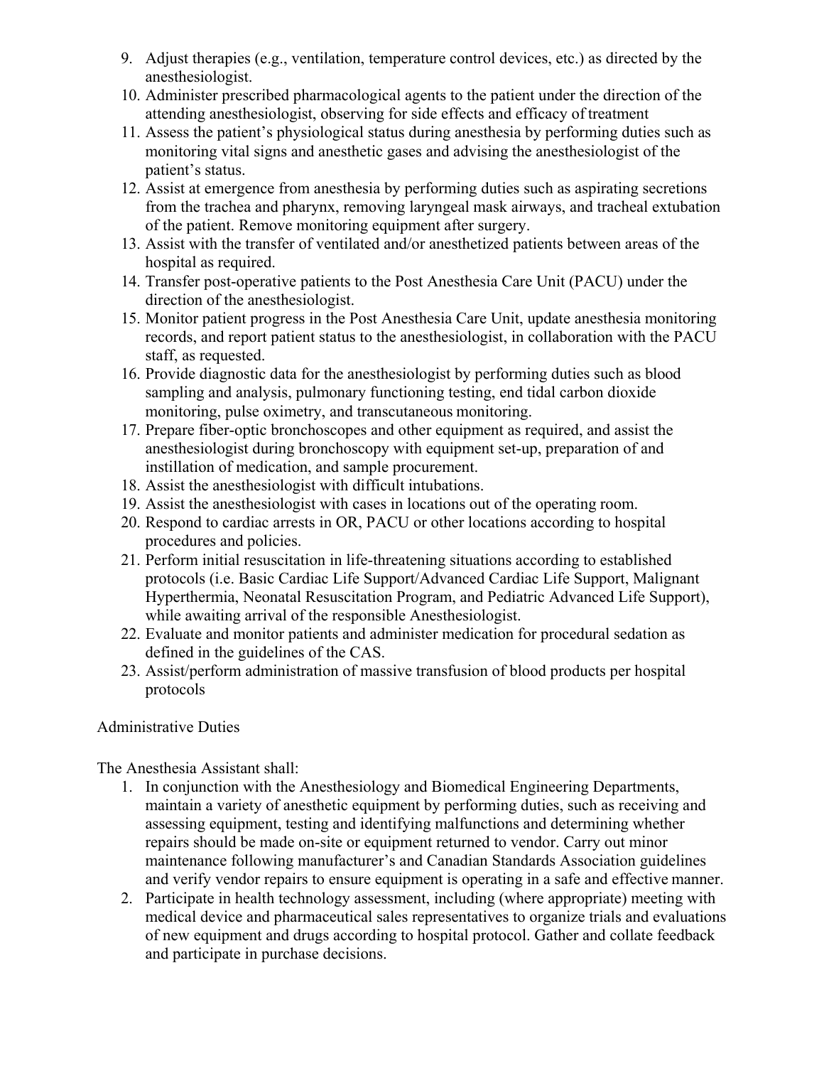9. Adjust therapies (e.g., ventilation, temperature control devices, etc.) as directed by the anesthesiologist.
10. Administer prescribed pharmacological agents to the patient under the direction of the attending anesthesiologist, observing for side effects and efficacy of treatment
11. Assess the patient's physiological status during anesthesia by performing duties such as monitoring vital signs and anesthetic gases and advising the anesthesiologist of the patient's status.
12. Assist at emergence from anesthesia by performing duties such as aspirating secretions from the trachea and pharynx, removing laryngeal mask airways, and tracheal extubation of the patient. Remove monitoring equipment after surgery.
13. Assist with the transfer of ventilated and/or anesthetized patients between areas of the hospital as required.
14. Transfer post-operative patients to the Post Anesthesia Care Unit (PACU) under the direction of the anesthesiologist.
15. Monitor patient progress in the Post Anesthesia Care Unit, update anesthesia monitoring records, and report patient status to the anesthesiologist, in collaboration with the PACU staff, as requested.
16. Provide diagnostic data for the anesthesiologist by performing duties such as blood sampling and analysis, pulmonary functioning testing, end tidal carbon dioxide monitoring, pulse oximetry, and transcutaneous monitoring.
17. Prepare fiber-optic bronchoscopes and other equipment as required, and assist the anesthesiologist during bronchoscopy with equipment set-up, preparation of and instillation of medication, and sample procurement.
18. Assist the anesthesiologist with difficult intubations.
19. Assist the anesthesiologist with cases in locations out of the operating room.
20. Respond to cardiac arrests in OR, PACU or other locations according to hospital procedures and policies.
21. Perform initial resuscitation in life-threatening situations according to established protocols (i.e. Basic Cardiac Life Support/Advanced Cardiac Life Support, Malignant Hyperthermia, Neonatal Resuscitation Program, and Pediatric Advanced Life Support), while awaiting arrival of the responsible Anesthesiologist.
22. Evaluate and monitor patients and administer medication for procedural sedation as defined in the guidelines of the CAS.
23. Assist/perform administration of massive transfusion of blood products per hospital protocols

Administrative Duties

The Anesthesia Assistant shall:

1. In conjunction with the Anesthesiology and Biomedical Engineering Departments, maintain a variety of anesthetic equipment by performing duties, such as receiving and assessing equipment, testing and identifying malfunctions and determining whether repairs should be made on-site or equipment returned to vendor. Carry out minor maintenance following manufacturer's and Canadian Standards Association guidelines and verify vendor repairs to ensure equipment is operating in a safe and effective manner.
2. Participate in health technology assessment, including (where appropriate) meeting with medical device and pharmaceutical sales representatives to organize trials and evaluations of new equipment and drugs according to hospital protocol. Gather and collate feedback and participate in purchase decisions.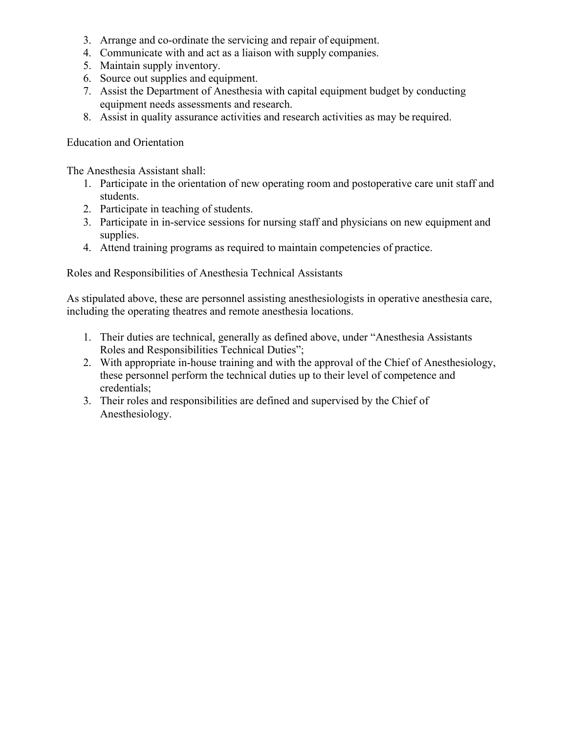3. Arrange and co-ordinate the servicing and repair of equipment.
4. Communicate with and act as a liaison with supply companies.
5. Maintain supply inventory.
6. Source out supplies and equipment.
7. Assist the Department of Anesthesia with capital equipment budget by conducting equipment needs assessments and research.
8. Assist in quality assurance activities and research activities as may be required.

Education and Orientation

The Anesthesia Assistant shall:

1. Participate in the orientation of new operating room and postoperative care unit staff and students.
2. Participate in teaching of students.
3. Participate in in-service sessions for nursing staff and physicians on new equipment and supplies.
4. Attend training programs as required to maintain competencies of practice.

Roles and Responsibilities of Anesthesia Technical Assistants

As stipulated above, these are personnel assisting anesthesiologists in operative anesthesia care, including the operating theatres and remote anesthesia locations.

1. Their duties are technical, generally as defined above, under "Anesthesia Assistants Roles and Responsibilities Technical Duties";
2. With appropriate in-house training and with the approval of the Chief of Anesthesiology, these personnel perform the technical duties up to their level of competence and credentials;
3. Their roles and responsibilities are defined and supervised by the Chief of Anesthesiology.